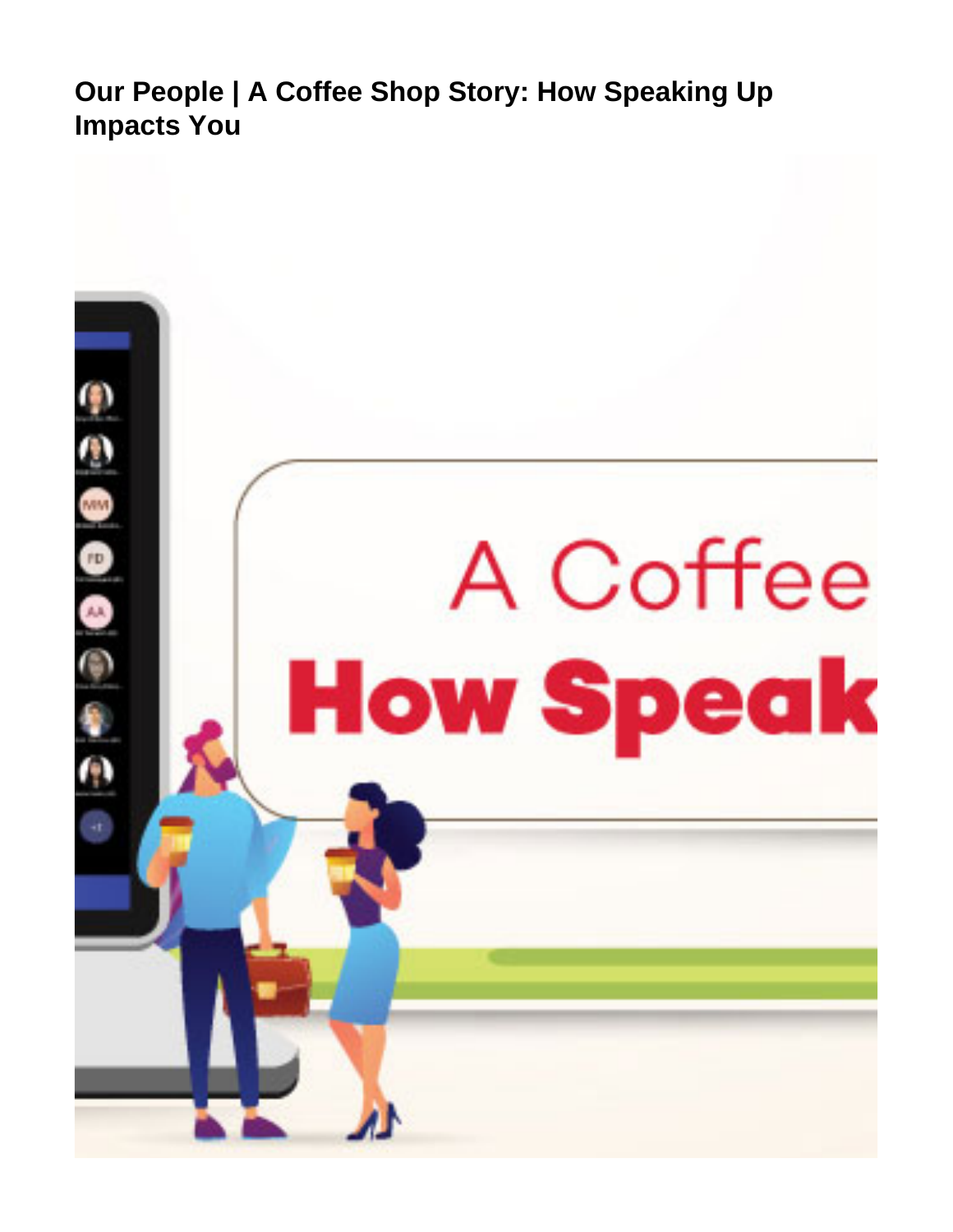# Our People | A Coffee Shop Story: How Speaking Up Impacts You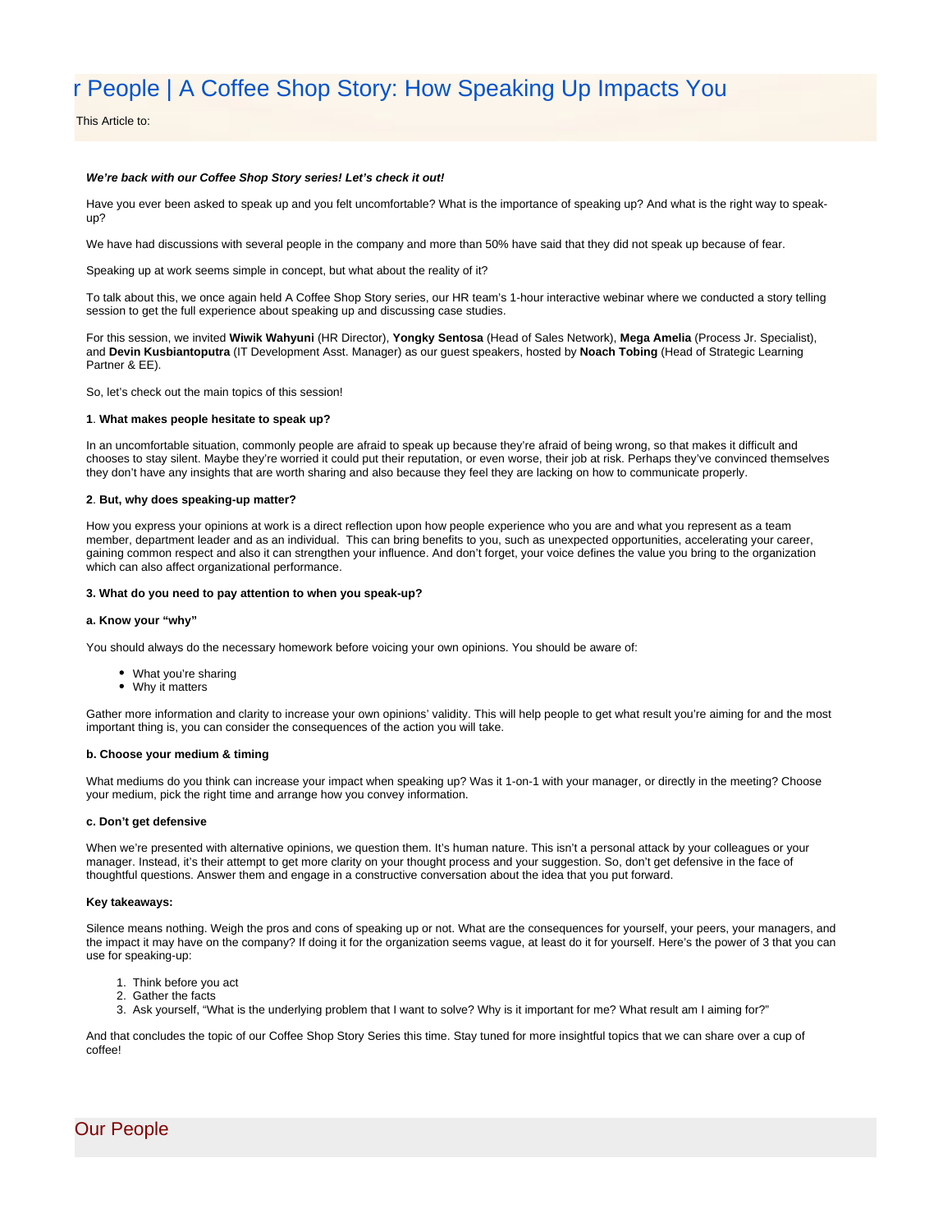# r People | A Coffee Shop Story: How Speaking Up Impacts You

This Article to:

***We're back with our Coffee Shop Story series! Let's check it out!***

Have you ever been asked to speak up and you felt uncomfortable? What is the importance of speaking up? And what is the right way to speak-up?

We have had discussions with several people in the company and more than 50% have said that they did not speak up because of fear.

Speaking up at work seems simple in concept, but what about the reality of it?

To talk about this, we once again held A Coffee Shop Story series, our HR team's 1-hour interactive webinar where we conducted a story telling session to get the full experience about speaking up and discussing case studies.

For this session, we invited **Wiwik Wahyuni** (HR Director), **Yongky Sentosa** (Head of Sales Network), **Mega Amelia** (Process Jr. Specialist), and **Devin Kusbiantoputra** (IT Development Asst. Manager) as our guest speakers, hosted by **Noach Tobing** (Head of Strategic Learning Partner & EE).

So, let's check out the main topics of this session!

**1**. **What makes people hesitate to speak up?**

In an uncomfortable situation, commonly people are afraid to speak up because they're afraid of being wrong, so that makes it difficult and chooses to stay silent. Maybe they're worried it could put their reputation, or even worse, their job at risk. Perhaps they've convinced themselves they don't have any insights that are worth sharing and also because they feel they are lacking on how to communicate properly.

**2**. **But, why does speaking-up matter?**

How you express your opinions at work is a direct reflection upon how people experience who you are and what you represent as a team member, department leader and as an individual. This can bring benefits to you, such as unexpected opportunities, accelerating your career, gaining common respect and also it can strengthen your influence. And don't forget, your voice defines the value you bring to the organization which can also affect organizational performance.

**3. What do you need to pay attention to when you speak-up?**

**a. Know your "why"**

You should always do the necessary homework before voicing your own opinions. You should be aware of:

- What you're sharing
- Why it matters

Gather more information and clarity to increase your own opinions' validity. This will help people to get what result you're aiming for and the most important thing is, you can consider the consequences of the action you will take.

**b. Choose your medium & timing**

What mediums do you think can increase your impact when speaking up? Was it 1-on-1 with your manager, or directly in the meeting? Choose your medium, pick the right time and arrange how you convey information.

**c. Don't get defensive**

When we're presented with alternative opinions, we question them. It's human nature. This isn't a personal attack by your colleagues or your manager. Instead, it's their attempt to get more clarity on your thought process and your suggestion. So, don't get defensive in the face of thoughtful questions. Answer them and engage in a constructive conversation about the idea that you put forward.

**Key takeaways:**

Silence means nothing. Weigh the pros and cons of speaking up or not. What are the consequences for yourself, your peers, your managers, and the impact it may have on the company? If doing it for the organization seems vague, at least do it for yourself. Here's the power of 3 that you can use for speaking-up:

1. Think before you act
2. Gather the facts
3. Ask yourself, "What is the underlying problem that I want to solve? Why is it important for me? What result am I aiming for?"

And that concludes the topic of our Coffee Shop Story Series this time. Stay tuned for more insightful topics that we can share over a cup of coffee!

## Our People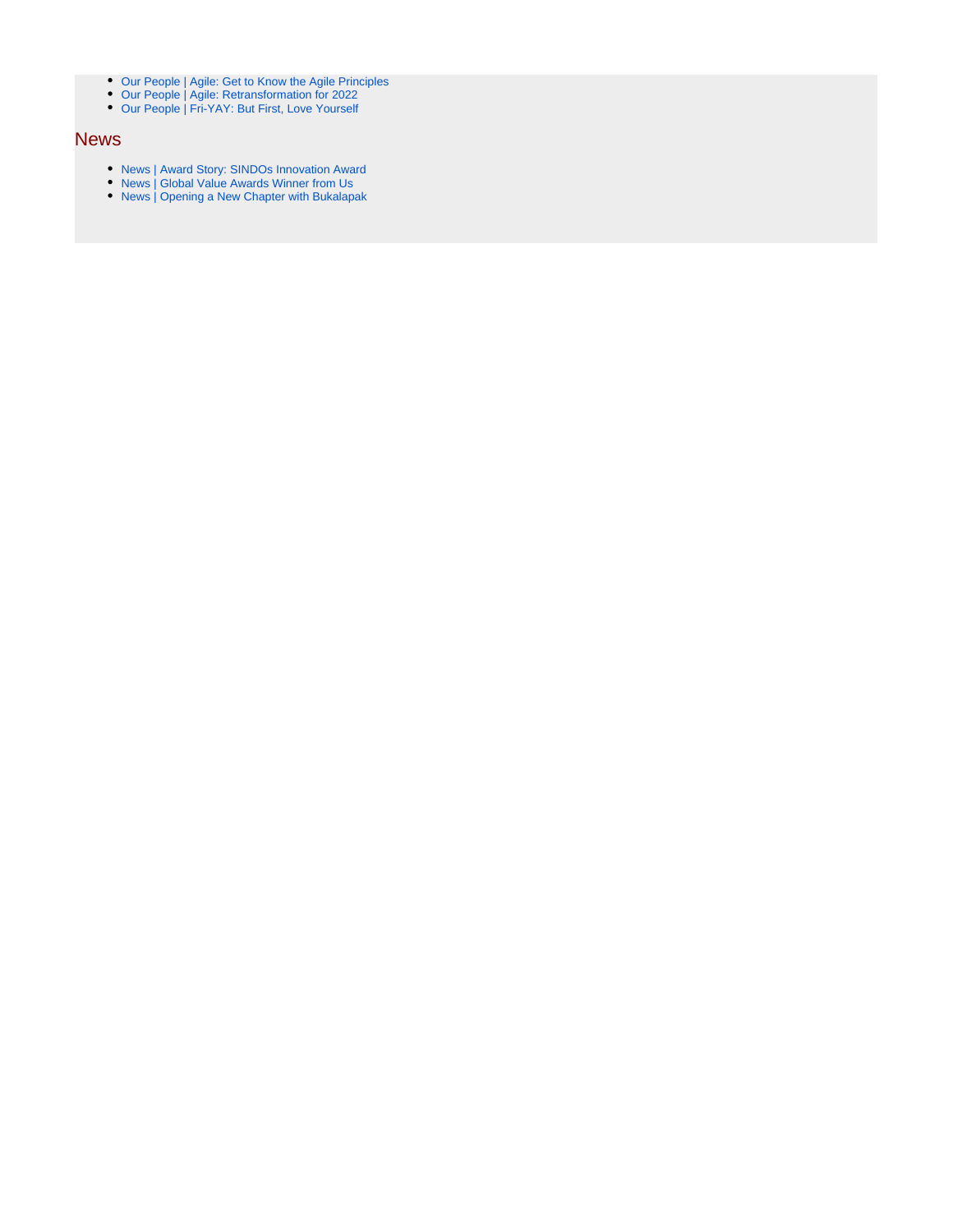- Our People | Agile: Get to Know the Agile Principles
- Our People | Agile: Retransformation for 2022
- Our People | Fri-YAY: But First, Love Yourself

## News

- News | Award Story: SINDOs Innovation Award
- News | Global Value Awards Winner from Us
- News | Opening a New Chapter with Bukalapak